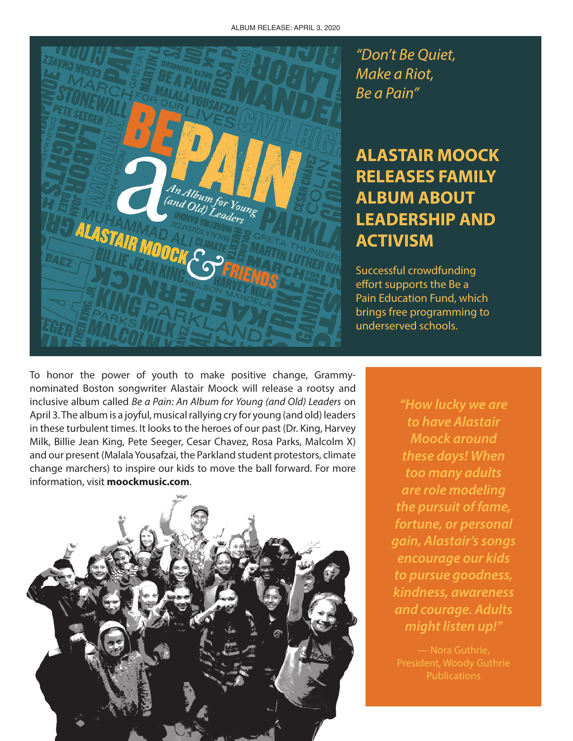ALBUM RELEASE: APRIL 3, 2020

*"Don't Be Quiet, Make a Riot, Be a Pain"*

# ALASTAIR MOOCK RELEASES FAMILY ALBUM ABOUT LEADERSHIP AND ACTIVISM

Successful crowdfunding effort supports the Be a Pain Education Fund, which brings free programming to underserved schools.

To honor the power of youth to make positive change, Grammy-nominated Boston songwriter Alastair Moock will release a rootsy and inclusive album called *Be a Pain: An Album for Young (and Old) Leaders* on April 3. The album is a joyful, musical rallying cry for young (and old) leaders in these turbulent times. It looks to the heroes of our past (Dr. King, Harvey Milk, Billie Jean King, Pete Seeger, Cesar Chavez, Rosa Parks, Malcolm X) and our present (Malala Yousafzai, the Parkland student protestors, climate change marchers) to inspire our kids to move the ball forward. For more information, visit **moockmusic.com**.

> ***"How lucky we are to have Alastair Moock around these days! When too many adults are role modeling the pursuit of fame, fortune, or personal gain, Alastair's songs encourage our kids to pursue goodness, kindness, awareness and courage. Adults might listen up!"***
>
> — Nora Guthrie, President, Woody Guthrie Publications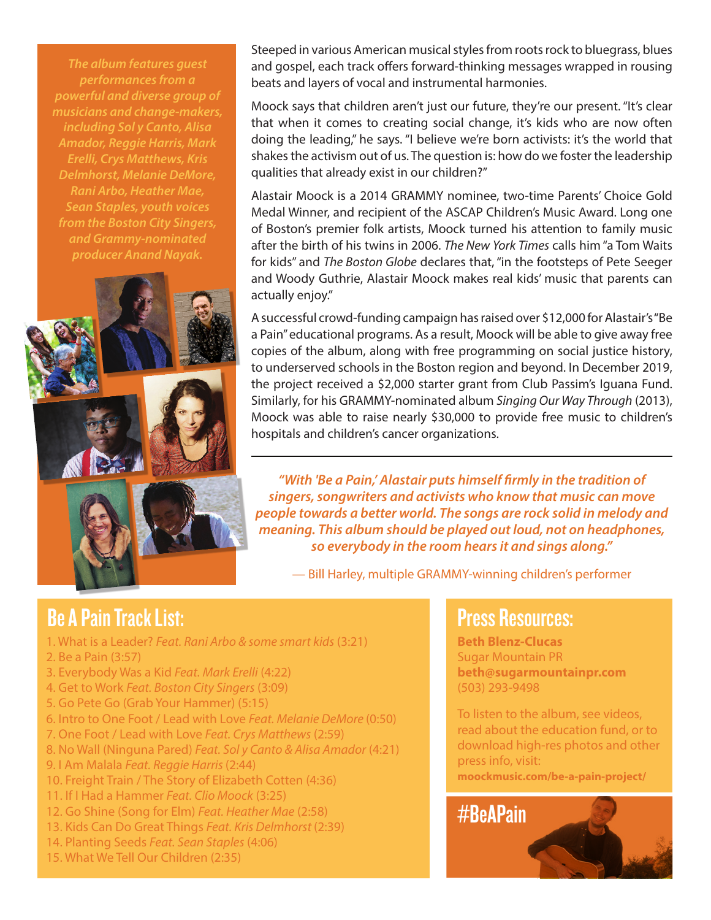*The album features guest performances from a powerful and diverse group of musicians and change-makers, including Sol y Canto, Alisa Amador, Reggie Harris, Mark Erelli, Crys Matthews, Kris Delmhorst, Melanie DeMore, Rani Arbo, Heather Mae, Sean Staples, youth voices from the Boston City Singers, and Grammy-nominated producer Anand Nayak.*

Steeped in various American musical styles from roots rock to bluegrass, blues and gospel, each track offers forward-thinking messages wrapped in rousing beats and layers of vocal and instrumental harmonies.

Moock says that children aren't just our future, they're our present. "It's clear that when it comes to creating social change, it's kids who are now often doing the leading," he says. "I believe we're born activists: it's the world that shakes the activism out of us. The question is: how do we foster the leadership qualities that already exist in our children?"

Alastair Moock is a 2014 GRAMMY nominee, two-time Parents' Choice Gold Medal Winner, and recipient of the ASCAP Children's Music Award. Long one of Boston's premier folk artists, Moock turned his attention to family music after the birth of his twins in 2006. *The New York Times* calls him "a Tom Waits for kids" and *The Boston Globe* declares that, "in the footsteps of Pete Seeger and Woody Guthrie, Alastair Moock makes real kids' music that parents can actually enjoy."

A successful crowd-funding campaign has raised over $12,000 for Alastair's "Be a Pain" educational programs. As a result, Moock will be able to give away free copies of the album, along with free programming on social justice history, to underserved schools in the Boston region and beyond. In December 2019, the project received a $2,000 starter grant from Club Passim's Iguana Fund. Similarly, for his GRAMMY-nominated album *Singing Our Way Through* (2013), Moock was able to raise nearly $30,000 to provide free music to children's hospitals and children's cancer organizations.

---

***"With 'Be a Pain,' Alastair puts himself firmly in the tradition of singers, songwriters and activists who know that music can move people towards a better world. The songs are rock solid in melody and meaning. This album should be played out loud, not on headphones, so everybody in the room hears it and sings along."***

— Bill Harley, multiple GRAMMY-winning children's performer

## Be A Pain Track List:

1. What is a Leader? *Feat. Rani Arbo & some smart kids* (3:21)
2. Be a Pain (3:57)
3. Everybody Was a Kid *Feat. Mark Erelli* (4:22)
4. Get to Work *Feat. Boston City Singers* (3:09)
5. Go Pete Go (Grab Your Hammer) (5:15)
6. Intro to One Foot / Lead with Love *Feat. Melanie DeMore* (0:50)
7. One Foot / Lead with Love *Feat. Crys Matthews* (2:59)
8. No Wall (Ninguna Pared) *Feat. Sol y Canto & Alisa Amador* (4:21)
9. I Am Malala *Feat. Reggie Harris* (2:44)
10. Freight Train / The Story of Elizabeth Cotten (4:36)
11. If I Had a Hammer *Feat. Clio Moock* (3:25)
12. Go Shine (Song for Elm) *Feat. Heather Mae* (2:58)
13. Kids Can Do Great Things *Feat. Kris Delmhorst* (2:39)
14. Planting Seeds *Feat. Sean Staples* (4:06)
15. What We Tell Our Children (2:35)

## Press Resources:

**Beth Blenz-Clucas**
Sugar Mountain PR
**beth@sugarmountainpr.com**
(503) 293-9498

To listen to the album, see videos, read about the education fund, or to download high-res photos and other press info, visit:
**moockmusic.com/be-a-pain-project/**

#BeAPain